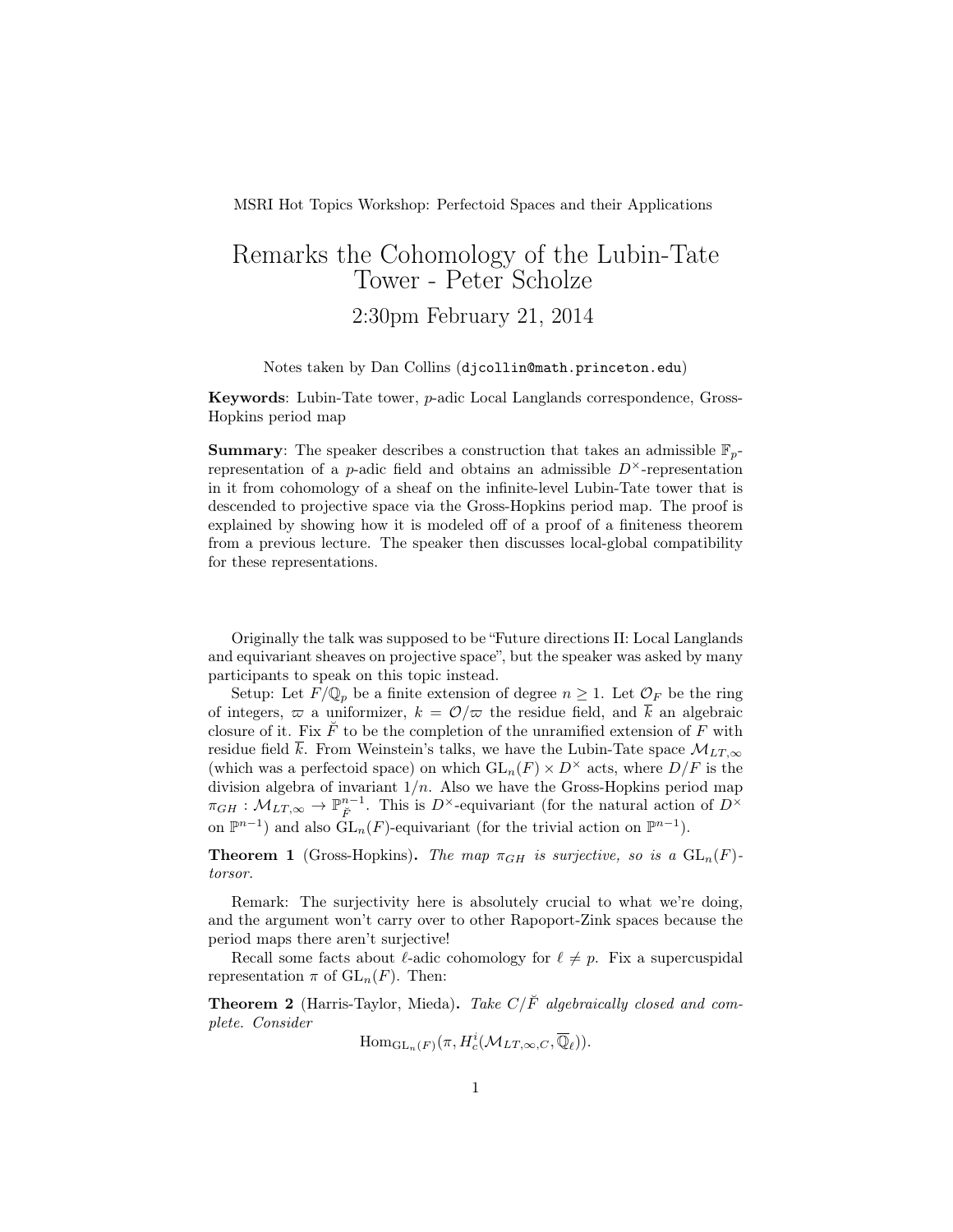MSRI Hot Topics Workshop: Perfectoid Spaces and their Applications

# Remarks the Cohomology of the Lubin-Tate Tower - Peter Scholze

## 2:30pm February 21, 2014

Notes taken by Dan Collins (djcollin@math.princeton.edu)

**Keywords**: Lubin-Tate tower, $p$-adic Local Langlands correspondence, Gross-Hopkins period map

**Summary**: The speaker describes a construction that takes an admissible $\mathbb{F}_p$-representation of a $p$-adic field and obtains an admissible $D^\times$-representation in it from cohomology of a sheaf on the infinite-level Lubin-Tate tower that is descended to projective space via the Gross-Hopkins period map. The proof is explained by showing how it is modeled off of a proof of a finiteness theorem from a previous lecture. The speaker then discusses local-global compatibility for these representations.

Originally the talk was supposed to be "Future directions II: Local Langlands and equivariant sheaves on projective space", but the speaker was asked by many participants to speak on this topic instead.

Setup: Let $F/\mathbb{Q}_p$ be a finite extension of degree $n \geq 1$. Let $\mathcal{O}_F$ be the ring of integers, $\varpi$ a uniformizer, $k = \mathcal{O}/\varpi$ the residue field, and $\overline{k}$ an algebraic closure of it. Fix $\breve{F}$ to be the completion of the unramified extension of $F$ with residue field $\overline{k}$. From Weinstein's talks, we have the Lubin-Tate space $\mathcal{M}_{LT,\infty}$ (which was a perfectoid space) on which $\mathrm{GL}_n(F) \times D^\times$ acts, where $D/F$ is the division algebra of invariant $1/n$. Also we have the Gross-Hopkins period map $\pi_{GH} : \mathcal{M}_{LT,\infty} \to \mathbb{P}^{n-1}_{\breve{F}}$. This is $D^\times$-equivariant (for the natural action of $D^\times$ on $\mathbb{P}^{n-1}$) and also $\mathrm{GL}_n(F)$-equivariant (for the trivial action on $\mathbb{P}^{n-1}$).

**Theorem 1** (Gross-Hopkins). *The map $\pi_{GH}$ is surjective, so is a $\mathrm{GL}_n(F)$-torsor.*

Remark: The surjectivity here is absolutely crucial to what we're doing, and the argument won't carry over to other Rapoport-Zink spaces because the period maps there aren't surjective!

Recall some facts about $\ell$-adic cohomology for $\ell \neq p$. Fix a supercuspidal representation $\pi$ of $\mathrm{GL}_n(F)$. Then:

**Theorem 2** (Harris-Taylor, Mieda). *Take $C/\breve{F}$ algebraically closed and complete. Consider*

$$\mathrm{Hom}_{\mathrm{GL}_n(F)}(\pi, H^i_c(\mathcal{M}_{LT,\infty,C}, \overline{\mathbb{Q}}_\ell)).$$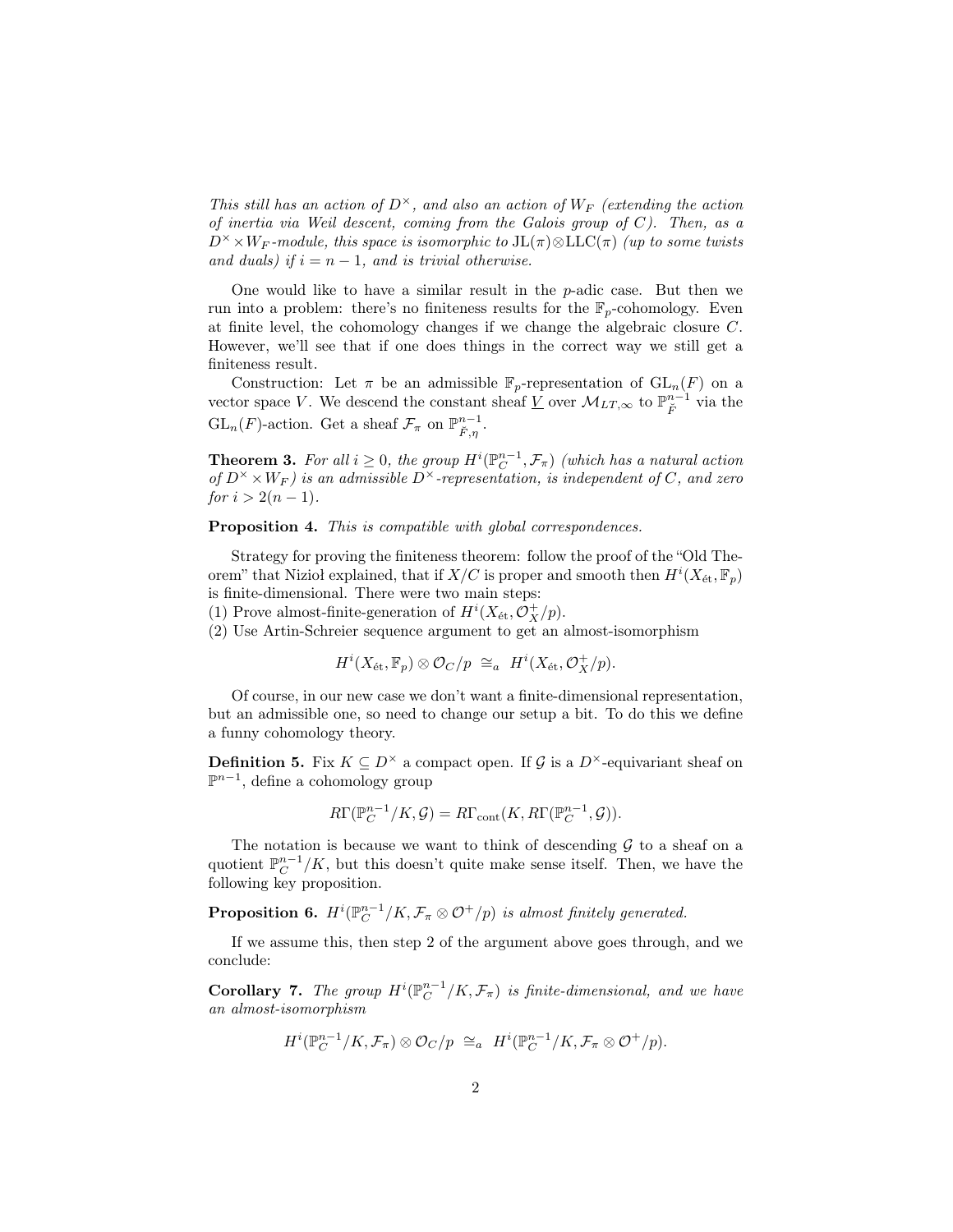*This still has an action of $D^\times$, and also an action of $W_F$ (extending the action of inertia via Weil descent, coming from the Galois group of $C$). Then, as a $D^\times \times W_F$-module, this space is isomorphic to $\mathrm{JL}(\pi)\otimes\mathrm{LLC}(\pi)$ (up to some twists and duals) if $i = n-1$, and is trivial otherwise.*

One would like to have a similar result in the $p$-adic case. But then we run into a problem: there's no finiteness results for the $\mathbb{F}_p$-cohomology. Even at finite level, the cohomology changes if we change the algebraic closure $C$. However, we'll see that if one does things in the correct way we still get a finiteness result.

Construction: Let $\pi$ be an admissible $\mathbb{F}_p$-representation of $\mathrm{GL}_n(F)$ on a vector space $V$. We descend the constant sheaf $\underline{V}$ over $\mathcal{M}_{LT,\infty}$ to $\mathbb{P}^{n-1}_{\breve{F}}$ via the $\mathrm{GL}_n(F)$-action. Get a sheaf $\mathcal{F}_\pi$ on $\mathbb{P}^{n-1}_{\breve{F},\eta}$.

**Theorem 3.** *For all $i \geq 0$, the group $H^i(\mathbb{P}^{n-1}_C, \mathcal{F}_\pi)$ (which has a natural action of $D^\times \times W_F$) is an admissible $D^\times$-representation, is independent of $C$, and zero for $i > 2(n-1)$.*

**Proposition 4.** *This is compatible with global correspondences.*

Strategy for proving the finiteness theorem: follow the proof of the "Old Theorem" that Nizioł explained, that if $X/C$ is proper and smooth then $H^i(X_{\text{ét}}, \mathbb{F}_p)$ is finite-dimensional. There were two main steps:
(1) Prove almost-finite-generation of $H^i(X_{\text{ét}}, \mathcal{O}_X^+/p)$.
(2) Use Artin-Schreier sequence argument to get an almost-isomorphism

$$H^i(X_{\text{ét}}, \mathbb{F}_p) \otimes \mathcal{O}_C/p \;\cong_a\; H^i(X_{\text{ét}}, \mathcal{O}_X^+/p).$$

Of course, in our new case we don't want a finite-dimensional representation, but an admissible one, so need to change our setup a bit. To do this we define a funny cohomology theory.

**Definition 5.** Fix $K \subseteq D^\times$ a compact open. If $\mathcal{G}$ is a $D^\times$-equivariant sheaf on $\mathbb{P}^{n-1}$, define a cohomology group

$$R\Gamma(\mathbb{P}^{n-1}_C/K, \mathcal{G}) = R\Gamma_{\text{cont}}(K, R\Gamma(\mathbb{P}^{n-1}_C, \mathcal{G})).$$

The notation is because we want to think of descending $\mathcal{G}$ to a sheaf on a quotient $\mathbb{P}^{n-1}_C/K$, but this doesn't quite make sense itself. Then, we have the following key proposition.

**Proposition 6.** *$H^i(\mathbb{P}^{n-1}_C/K, \mathcal{F}_\pi \otimes \mathcal{O}^+/p)$ is almost finitely generated.*

If we assume this, then step 2 of the argument above goes through, and we conclude:

**Corollary 7.** *The group $H^i(\mathbb{P}^{n-1}_C/K, \mathcal{F}_\pi)$ is finite-dimensional, and we have an almost-isomorphism*

$$H^i(\mathbb{P}^{n-1}_C/K, \mathcal{F}_\pi) \otimes \mathcal{O}_C/p \;\cong_a\; H^i(\mathbb{P}^{n-1}_C/K, \mathcal{F}_\pi \otimes \mathcal{O}^+/p).$$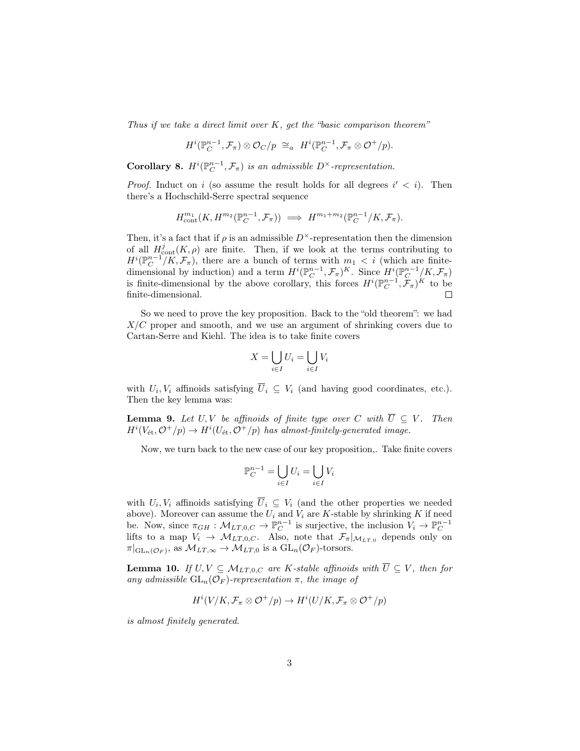*Thus if we take a direct limit over $K$, get the "basic comparison theorem"*

$$H^i(\mathbb{P}^{n-1}_C, \mathcal{F}_\pi) \otimes \mathcal{O}_C/p \;\cong_a\; H^i(\mathbb{P}^{n-1}_C, \mathcal{F}_\pi \otimes \mathcal{O}^+/p).$$

**Corollary 8.** *$H^i(\mathbb{P}^{n-1}_C, \mathcal{F}_\pi)$ is an admissible $D^\times$-representation.*

*Proof.* Induct on $i$ (so assume the result holds for all degrees $i' < i$). Then there's a Hochschild-Serre spectral sequence

$$H^{m_1}_{\mathrm{cont}}(K, H^{m_2}(\mathbb{P}^{n-1}_C, \mathcal{F}_\pi)) \implies H^{m_1+m_2}(\mathbb{P}^{n-1}_C/K, \mathcal{F}_\pi).$$

Then, it's a fact that if $\rho$ is an admissible $D^\times$-representation then the dimension of all $H^j_{\mathrm{cont}}(K, \rho)$ are finite. Then, if we look at the terms contributing to $H^i(\mathbb{P}^{n-1}_C/K, \mathcal{F}_\pi)$, there are a bunch of terms with $m_1 < i$ (which are finite-dimensional by induction) and a term $H^i(\mathbb{P}^{n-1}_C, \mathcal{F}_\pi)^K$. Since $H^i(\mathbb{P}^{n-1}_C/K, \mathcal{F}_\pi)$ is finite-dimensional by the above corollary, this forces $H^i(\mathbb{P}^{n-1}_C, \mathcal{F}_\pi)^K$ to be finite-dimensional. □

So we need to prove the key proposition. Back to the "old theorem": we had $X/C$ proper and smooth, and we use an argument of shrinking covers due to Cartan-Serre and Kiehl. The idea is to take finite covers

$$X = \bigcup_{i \in I} U_i = \bigcup_{i \in I} V_i$$

with $U_i, V_i$ affinoids satisfying $\overline{U}_i \subseteq V_i$ (and having good coordinates, etc.). Then the key lemma was:

**Lemma 9.** *Let $U, V$ be affinoids of finite type over $C$ with $\overline{U} \subseteq V$. Then $H^i(V_{\text{ét}}, \mathcal{O}^+/p) \to H^i(U_{\text{ét}}, \mathcal{O}^+/p)$ has almost-finitely-generated image.*

Now, we turn back to the new case of our key proposition,. Take finite covers

$$\mathbb{P}^{n-1}_C = \bigcup_{i \in I} U_i = \bigcup_{i \in I} V_i$$

with $U_i, V_i$ affinoids satisfying $\overline{U}_i \subseteq V_i$ (and the other properties we needed above). Moreover can assume the $U_i$ and $V_i$ are $K$-stable by shrinking $K$ if need be. Now, since $\pi_{GH} : \mathcal{M}_{LT,0,C} \to \mathbb{P}^{n-1}_C$ is surjective, the inclusion $V_i \to \mathbb{P}^{n-1}_C$ lifts to a map $V_i \to \mathcal{M}_{LT,0,C}$. Also, note that $\mathcal{F}_\pi|_{\mathcal{M}_{LT,0}}$ depends only on $\pi|_{\mathrm{GL}_n(\mathcal{O}_F)}$, as $\mathcal{M}_{LT,\infty} \to \mathcal{M}_{LT,0}$ is a $\mathrm{GL}_n(\mathcal{O}_F)$-torsors.

**Lemma 10.** *If $U, V \subseteq \mathcal{M}_{LT,0,C}$ are $K$-stable affinoids with $\overline{U} \subseteq V$, then for any admissible $\mathrm{GL}_n(\mathcal{O}_F)$-representation $\pi$, the image of*

$$H^i(V/K, \mathcal{F}_\pi \otimes \mathcal{O}^+/p) \to H^i(U/K, \mathcal{F}_\pi \otimes \mathcal{O}^+/p)$$

*is almost finitely generated.*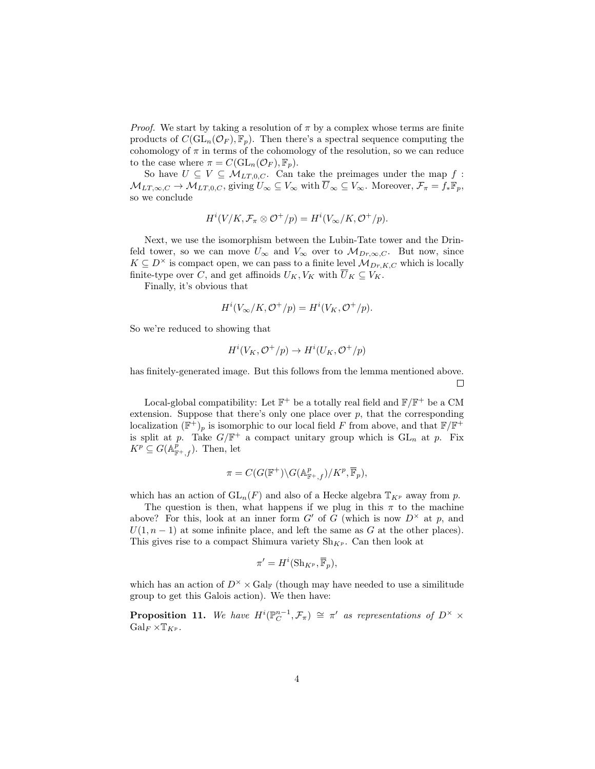*Proof.* We start by taking a resolution of $\pi$ by a complex whose terms are finite products of $C(\mathrm{GL}_n(\mathcal{O}_F), \mathbb{F}_p)$. Then there's a spectral sequence computing the cohomology of $\pi$ in terms of the cohomology of the resolution, so we can reduce to the case where $\pi = C(\mathrm{GL}_n(\mathcal{O}_F), \mathbb{F}_p)$.

So have $U \subseteq V \subseteq \mathcal{M}_{LT,0,C}$. Can take the preimages under the map $f : \mathcal{M}_{LT,\infty,C} \to \mathcal{M}_{LT,0,C}$, giving $U_\infty \subseteq V_\infty$ with $\overline{U}_\infty \subseteq V_\infty$. Moreover, $\mathcal{F}_\pi = f_* \mathbb{F}_p$, so we conclude

$$H^i(V/K, \mathcal{F}_\pi \otimes \mathcal{O}^+/p) = H^i(V_\infty/K, \mathcal{O}^+/p).$$

Next, we use the isomorphism between the Lubin-Tate tower and the Drinfeld tower, so we can move $U_\infty$ and $V_\infty$ over to $\mathcal{M}_{Dr,\infty,C}$. But now, since $K \subseteq D^\times$ is compact open, we can pass to a finite level $\mathcal{M}_{Dr,K,C}$ which is locally finite-type over $C$, and get affinoids $U_K, V_K$ with $\overline{U}_K \subseteq V_K$.

Finally, it's obvious that

$$H^i(V_\infty/K, \mathcal{O}^+/p) = H^i(V_K, \mathcal{O}^+/p).$$

So we're reduced to showing that

$$H^i(V_K, \mathcal{O}^+/p) \to H^i(U_K, \mathcal{O}^+/p)$$

has finitely-generated image. But this follows from the lemma mentioned above. $\square$

Local-global compatibility: Let $\mathbb{F}^+$ be a totally real field and $\mathbb{F}/\mathbb{F}^+$ be a CM extension. Suppose that there's only one place over $p$, that the corresponding localization $(\mathbb{F}^+)_p$ is isomorphic to our local field $F$ from above, and that $\mathbb{F}/\mathbb{F}^+$ is split at $p$. Take $G/\mathbb{F}^+$ a compact unitary group which is $\mathrm{GL}_n$ at $p$. Fix $K^p \subseteq G(\mathbb{A}^p_{\mathbb{F}^+,f})$. Then, let

$$\pi = C(G(\mathbb{F}^+)\backslash G(\mathbb{A}^p_{\mathbb{F}^+,f})/K^p, \overline{\mathbb{F}}_p),$$

which has an action of $\mathrm{GL}_n(F)$ and also of a Hecke algebra $\mathbb{T}_{K^p}$ away from $p$.

The question is then, what happens if we plug in this $\pi$ to the machine above? For this, look at an inner form $G'$ of $G$ (which is now $D^\times$ at $p$, and $U(1, n-1)$ at some infinite place, and left the same as $G$ at the other places). This gives rise to a compact Shimura variety $\mathrm{Sh}_{K^p}$. Can then look at

$$\pi' = H^i(\mathrm{Sh}_{K^p}, \overline{\mathbb{F}}_p),$$

which has an action of $D^\times \times \mathrm{Gal}_{\mathbb{F}}$ (though may have needed to use a similitude group to get this Galois action). We then have:

**Proposition 11.** *We have $H^i(\mathbb{P}^{n-1}_C, \mathcal{F}_\pi) \cong \pi'$ as representations of $D^\times \times \mathrm{Gal}_F \times \mathbb{T}_{K^p}$.*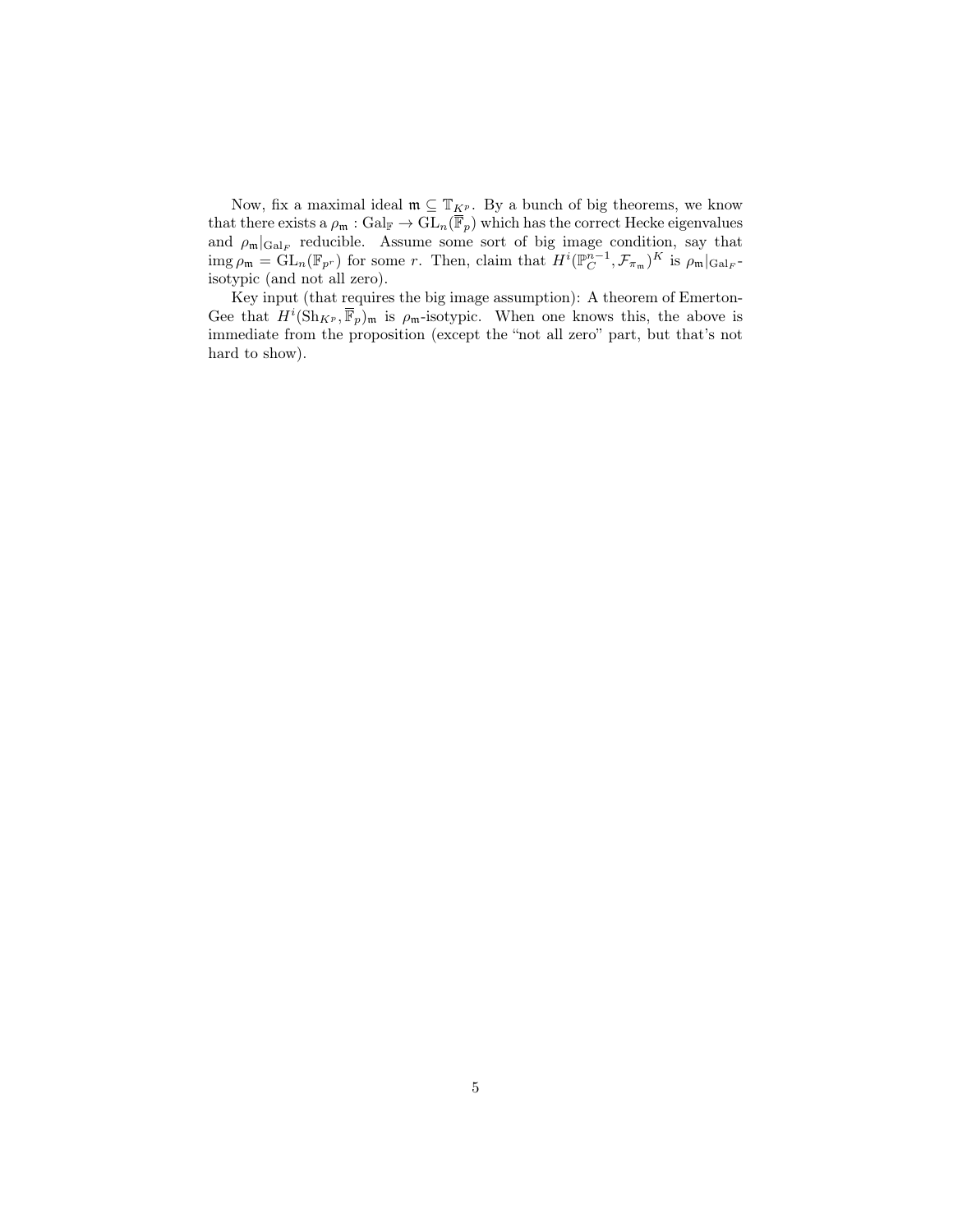Now, fix a maximal ideal $\mathfrak{m} \subseteq \mathbb{T}_{K^p}$. By a bunch of big theorems, we know that there exists a $\rho_{\mathfrak{m}} : \mathrm{Gal}_{\mathbb{F}} \to \mathrm{GL}_n(\overline{\mathbb{F}}_p)$ which has the correct Hecke eigenvalues and $\rho_{\mathfrak{m}}|_{\mathrm{Gal}_F}$ reducible. Assume some sort of big image condition, say that $\mathrm{img}\, \rho_{\mathfrak{m}} = \mathrm{GL}_n(\mathbb{F}_{p^r})$ for some $r$. Then, claim that $H^i(\mathbb{P}^{n-1}_C, \mathcal{F}_{\pi_{\mathfrak{m}}})^K$ is $\rho_{\mathfrak{m}}|_{\mathrm{Gal}_F}$-isotypic (and not all zero).

Key input (that requires the big image assumption): A theorem of Emerton-Gee that $H^i(\mathrm{Sh}_{K^p}, \overline{\mathbb{F}}_p)_{\mathfrak{m}}$ is $\rho_{\mathfrak{m}}$-isotypic. When one knows this, the above is immediate from the proposition (except the "not all zero" part, but that's not hard to show).